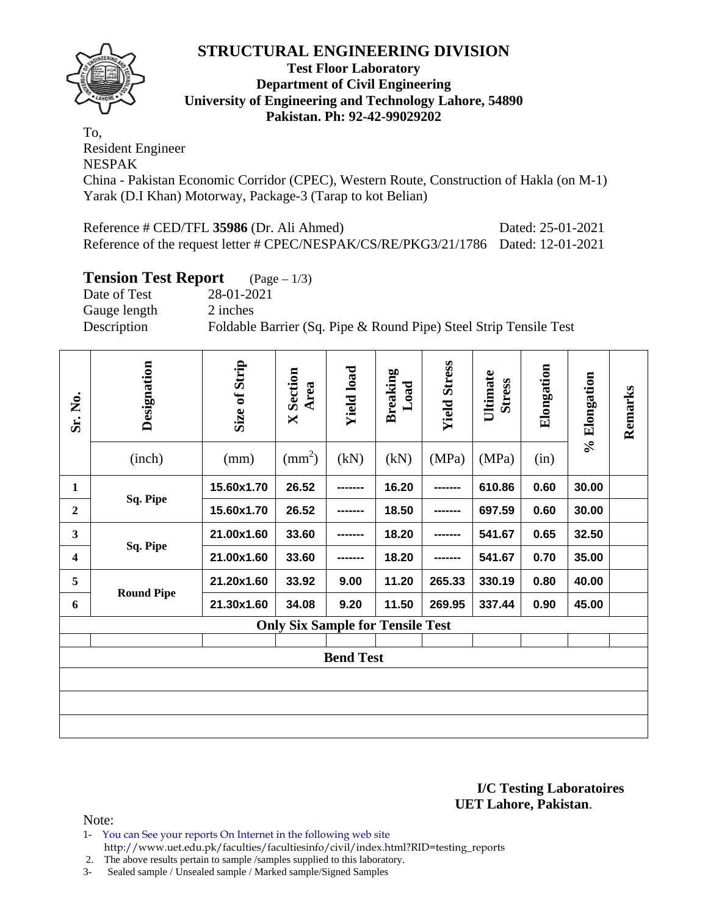# STRUCTURAL ENGINEERING DIVISION

**Test Floor Laboratory**
**Department of Civil Engineering**
**University of Engineering and Technology Lahore, 54890**
**Pakistan. Ph: 92-42-99029202**

To,
Resident Engineer
NESPAK
China - Pakistan Economic Corridor (CPEC), Western Route, Construction of Hakla (on M-1) Yarak (D.I Khan) Motorway, Package-3 (Tarap to kot Belian)

Reference # CED/TFL **35986** (Dr. Ali Ahmed) Dated: 25-01-2021
Reference of the request letter # CPEC/NESPAK/CS/RE/PKG3/21/1786 Dated: 12-01-2021

## Tension Test Report (Page – 1/3)

Date of Test 28-01-2021
Gauge length 2 inches
Description Foldable Barrier (Sq. Pipe & Round Pipe) Steel Strip Tensile Test

| Sr. No. | Designation | Size of Strip | X Section Area | Yield load | Breaking Load | Yield Stress | Ultimate Stress | Elongation | % Elongation | Remarks |
|---|---|---|---|---|---|---|---|---|---|---|
| | (inch) | (mm) | ($mm^2$) | (kN) | (kN) | (MPa) | (MPa) | (in) | | |
| **1** | **Sq. Pipe** | **15.60x1.70** | **26.52** | **-------** | **16.20** | **-------** | **610.86** | **0.60** | **30.00** | |
| **2** | | **15.60x1.70** | **26.52** | **-------** | **18.50** | **-------** | **697.59** | **0.60** | **30.00** | |
| **3** | **Sq. Pipe** | **21.00x1.60** | **33.60** | **-------** | **18.20** | **-------** | **541.67** | **0.65** | **32.50** | |
| **4** | | **21.00x1.60** | **33.60** | **-------** | **18.20** | **-------** | **541.67** | **0.70** | **35.00** | |
| **5** | **Round Pipe** | **21.20x1.60** | **33.92** | **9.00** | **11.20** | **265.33** | **330.19** | **0.80** | **40.00** | |
| **6** | | **21.30x1.60** | **34.08** | **9.20** | **11.50** | **269.95** | **337.44** | **0.90** | **45.00** | |
| **Only Six Sample for Tensile Test** | | | | | | | | | | |
| | | | | | | | | | | |
| **Bend Test** | | | | | | | | | | |
| | | | | | | | | | | |
| | | | | | | | | | | |
| | | | | | | | | | | |

**I/C Testing Laboratoires**
**UET Lahore, Pakistan**.

Note:
1- You can See your reports On Internet in the following web site
http://www.uet.edu.pk/faculties/facultiesinfo/civil/index.html?RID=testing_reports
2. The above results pertain to sample /samples supplied to this laboratory.
3- Sealed sample / Unsealed sample / Marked sample/Signed Samples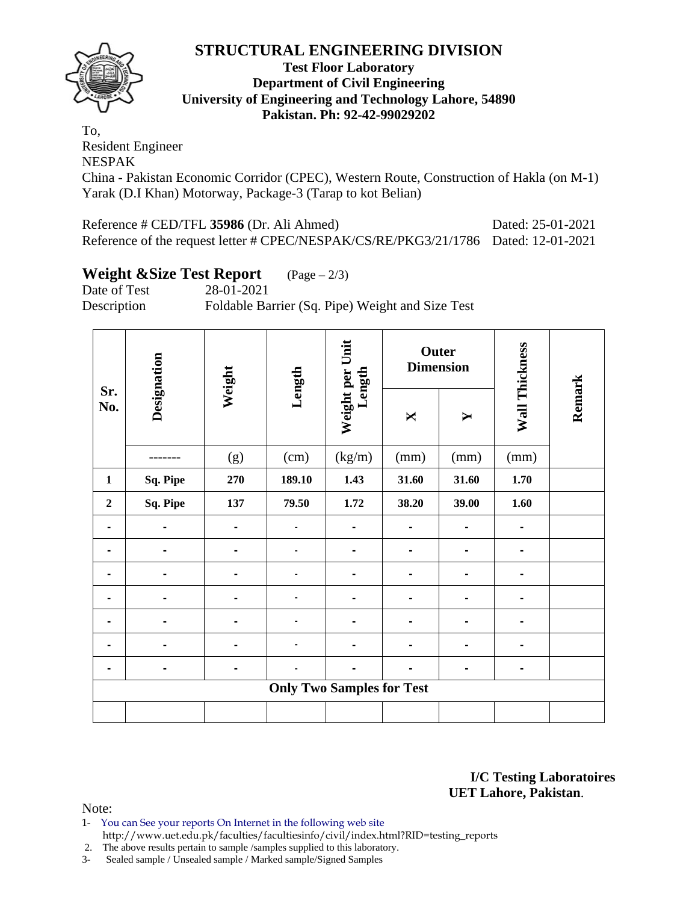# STRUCTURAL ENGINEERING DIVISION

**Test Floor Laboratory**
**Department of Civil Engineering**
**University of Engineering and Technology Lahore, 54890**
**Pakistan. Ph: 92-42-99029202**

To,
Resident Engineer
NESPAK
China - Pakistan Economic Corridor (CPEC), Western Route, Construction of Hakla (on M-1) Yarak (D.I Khan) Motorway, Package-3 (Tarap to kot Belian)

Reference # CED/TFL **35986** (Dr. Ali Ahmed) Dated: 25-01-2021
Reference of the request letter # CPEC/NESPAK/CS/RE/PKG3/21/1786 Dated: 12-01-2021

## Weight &Size Test Report (Page – 2/3)

Date of Test 28-01-2021
Description Foldable Barrier (Sq. Pipe) Weight and Size Test

| Sr. No. | Designation | Weight | Length | Weight per Unit Length | Outer Dimension | | Wall Thickness | Remark |
|---|---|---|---|---|---|---|---|---|
| | | | | | X | Y | | |
| | ------- | (g) | (cm) | (kg/m) | (mm) | (mm) | (mm) | |
| **1** | **Sq. Pipe** | **270** | **189.10** | **1.43** | **31.60** | **31.60** | **1.70** | |
| **2** | **Sq. Pipe** | **137** | **79.50** | **1.72** | **38.20** | **39.00** | **1.60** | |
| - | - | - | - | - | - | - | - | |
| - | - | - | - | - | - | - | - | |
| - | - | - | - | - | - | - | - | |
| - | - | - | - | - | - | - | - | |
| - | - | - | - | - | - | - | - | |
| - | - | - | - | - | - | - | - | |
| - | - | - | - | - | - | - | - | |
| **Only Two Samples for Test** | | | | | | | | |
| | | | | | | | | |

**I/C Testing Laboratoires**
**UET Lahore, Pakistan**.

Note:
1- You can See your reports On Internet in the following web site
http://www.uet.edu.pk/faculties/facultiesinfo/civil/index.html?RID=testing_reports
2. The above results pertain to sample /samples supplied to this laboratory.
3- Sealed sample / Unsealed sample / Marked sample/Signed Samples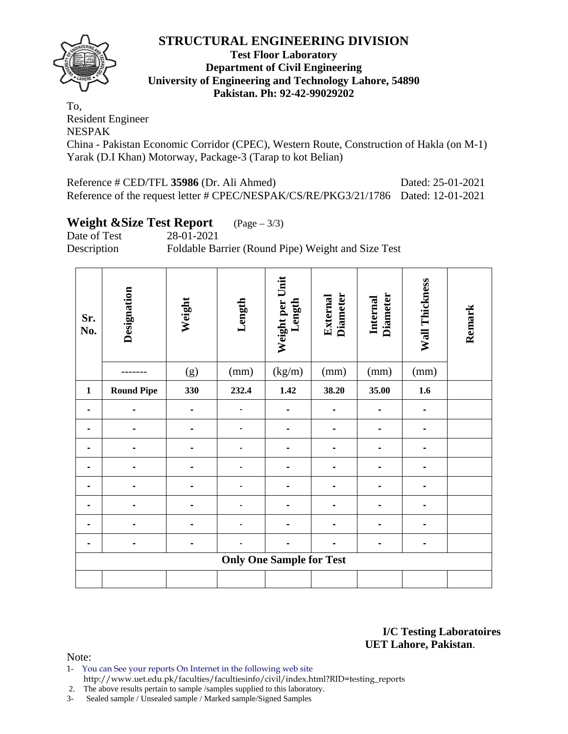# STRUCTURAL ENGINEERING DIVISION

**Test Floor Laboratory**
**Department of Civil Engineering**
**University of Engineering and Technology Lahore, 54890**
**Pakistan. Ph: 92-42-99029202**

To,
Resident Engineer
NESPAK
China - Pakistan Economic Corridor (CPEC), Western Route, Construction of Hakla (on M-1) Yarak (D.I Khan) Motorway, Package-3 (Tarap to kot Belian)

Reference # CED/TFL **35986** (Dr. Ali Ahmed) Dated: 25-01-2021
Reference of the request letter # CPEC/NESPAK/CS/RE/PKG3/21/1786 Dated: 12-01-2021

## Weight &Size Test Report (Page – 3/3)

Date of Test 28-01-2021
Description Foldable Barrier (Round Pipe) Weight and Size Test

| Sr. No. | Designation | Weight | Length | Weight per Unit Length | External Diameter | Internal Diameter | Wall Thickness | Remark |
|---|---|---|---|---|---|---|---|---|
| | ------- | (g) | (mm) | (kg/m) | (mm) | (mm) | (mm) | |
| **1** | **Round Pipe** | **330** | **232.4** | **1.42** | **38.20** | **35.00** | **1.6** | |
| - | - | - | - | - | - | - | - | |
| - | - | - | - | - | - | - | - | |
| - | - | - | - | - | - | - | - | |
| - | - | - | - | - | - | - | - | |
| - | - | - | - | - | - | - | - | |
| - | - | - | - | - | - | - | - | |
| - | - | - | - | - | - | - | - | |
| - | - | - | - | - | - | - | - | |
| **Only One Sample for Test** | | | | | | | | |
| | | | | | | | | |

**I/C Testing Laboratoires**
**UET Lahore, Pakistan**.

Note:
1- You can See your reports On Internet in the following web site
http://www.uet.edu.pk/faculties/facultiesinfo/civil/index.html?RID=testing_reports
2. The above results pertain to sample /samples supplied to this laboratory.
3- Sealed sample / Unsealed sample / Marked sample/Signed Samples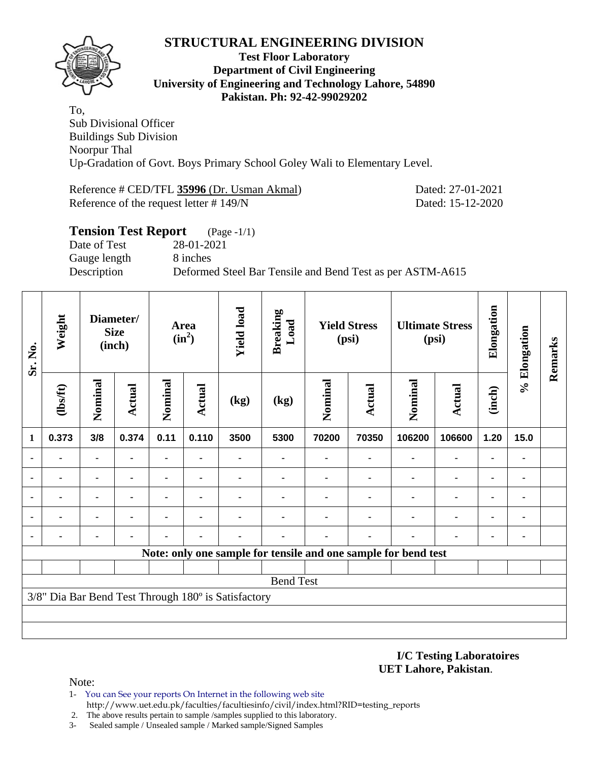# STRUCTURAL ENGINEERING DIVISION

**Test Floor Laboratory**
**Department of Civil Engineering**
**University of Engineering and Technology Lahore, 54890**
**Pakistan. Ph: 92-42-99029202**

To,
Sub Divisional Officer
Buildings Sub Division
Noorpur Thal
Up-Gradation of Govt. Boys Primary School Goley Wali to Elementary Level.

Reference # CED/TFL **35996** (Dr. Usman Akmal) Dated: 27-01-2021
Reference of the request letter # 149/N Dated: 15-12-2020

## Tension Test Report (Page -1/1)

Date of Test 28-01-2021
Gauge length 8 inches
Description Deformed Steel Bar Tensile and Bend Test as per ASTM-A615

| Sr. No. | Weight | Diameter/ Size (inch) | | Area ($in^2$) | | Yield load | Breaking Load | Yield Stress (psi) | | Ultimate Stress (psi) | | Elongation | % Elongation | Remarks |
|---|---|---|---|---|---|---|---|---|---|---|---|---|---|---|
| | (lbs/ft) | Nominal | Actual | Nominal | Actual | (kg) | (kg) | Nominal | Actual | Nominal | Actual | (inch) | | |
| 1 | 0.373 | 3/8 | 0.374 | 0.11 | 0.110 | 3500 | 5300 | 70200 | 70350 | 106200 | 106600 | 1.20 | 15.0 | |
| - | - | - | - | - | - | - | - | - | - | - | - | - | - | |
| - | - | - | - | - | - | - | - | - | - | - | - | - | - | |
| - | - | - | - | - | - | - | - | - | - | - | - | - | - | |
| - | - | - | - | - | - | - | - | - | - | - | - | - | - | |
| - | - | - | - | - | - | - | - | - | - | - | - | - | - | |
| Note: only one sample for tensile and one sample for bend test | | | | | | | | | | | | | | |
| | | | | | | | | | | | | | | |
| Bend Test | | | | | | | | | | | | | | |
| 3/8" Dia Bar Bend Test Through 180º is Satisfactory | | | | | | | | | | | | | | |

**I/C Testing Laboratoires**
**UET Lahore, Pakistan**.

Note:

1- You can See your reports On Internet in the following web site
http://www.uet.edu.pk/faculties/facultiesinfo/civil/index.html?RID=testing_reports
2. The above results pertain to sample /samples supplied to this laboratory.
3- Sealed sample / Unsealed sample / Marked sample/Signed Samples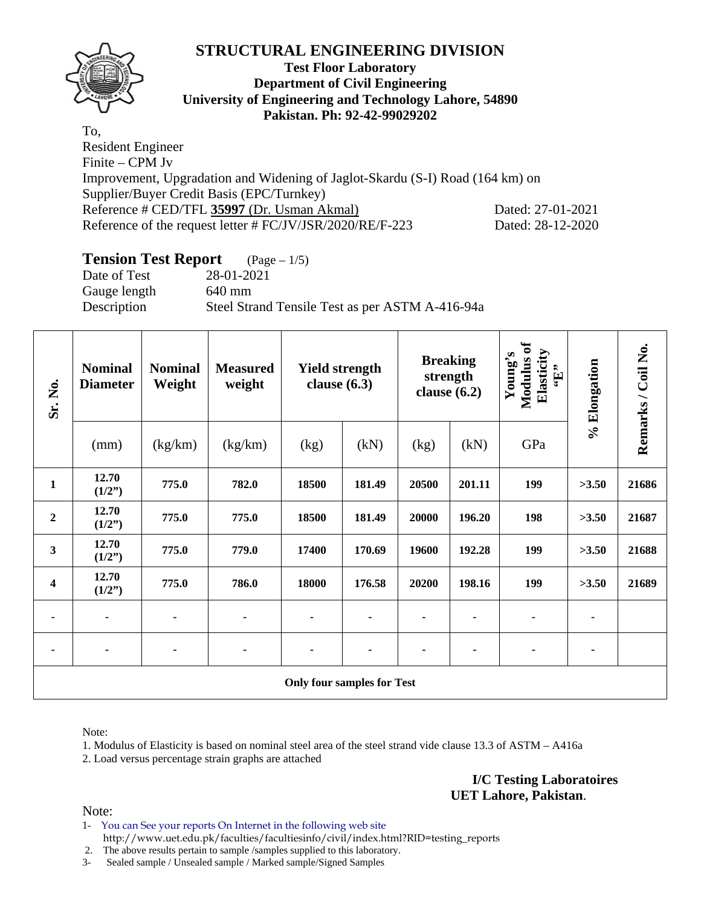# STRUCTURAL ENGINEERING DIVISION

**Test Floor Laboratory**
**Department of Civil Engineering**
**University of Engineering and Technology Lahore, 54890**
**Pakistan. Ph: 92-42-99029202**

To,
Resident Engineer
Finite – CPM Jv
Improvement, Upgradation and Widening of Jaglot-Skardu (S-I) Road (164 km) on Supplier/Buyer Credit Basis (EPC/Turnkey)
Reference # CED/TFL **35997** (Dr. Usman Akmal) Dated: 27-01-2021
Reference of the request letter # FC/JV/JSR/2020/RE/F-223 Dated: 28-12-2020

## Tension Test Report (Page – 1/5)

Date of Test 28-01-2021
Gauge length 640 mm
Description Steel Strand Tensile Test as per ASTM A-416-94a

| Sr. No. | Nominal Diameter | Nominal Weight | Measured weight | Yield strength clause (6.3) | | Breaking strength clause (6.2) | | Young's Modulus of Elasticity "E" | % Elongation | Remarks / Coil No. |
|---|---|---|---|---|---|---|---|---|---|---|
| | (mm) | (kg/km) | (kg/km) | (kg) | (kN) | (kg) | (kN) | GPa | | |
| **1** | **12.70 (1/2")** | **775.0** | **782.0** | **18500** | **181.49** | **20500** | **201.11** | **199** | **>3.50** | **21686** |
| **2** | **12.70 (1/2")** | **775.0** | **775.0** | **18500** | **181.49** | **20000** | **196.20** | **198** | **>3.50** | **21687** |
| **3** | **12.70 (1/2")** | **775.0** | **779.0** | **17400** | **170.69** | **19600** | **192.28** | **199** | **>3.50** | **21688** |
| **4** | **12.70 (1/2")** | **775.0** | **786.0** | **18000** | **176.58** | **20200** | **198.16** | **199** | **>3.50** | **21689** |
| - | - | - | - | - | - | - | - | - | - | |
| - | - | - | - | - | - | - | - | - | - | |
| **Only four samples for Test** | | | | | | | | | | |

Note:

1. Modulus of Elasticity is based on nominal steel area of the steel strand vide clause 13.3 of ASTM – A416a
2. Load versus percentage strain graphs are attached

**I/C Testing Laboratoires**
**UET Lahore, Pakistan**.

Note:

1- You can See your reports On Internet in the following web site http://www.uet.edu.pk/faculties/facultiesinfo/civil/index.html?RID=testing_reports
2. The above results pertain to sample /samples supplied to this laboratory.
3- Sealed sample / Unsealed sample / Marked sample/Signed Samples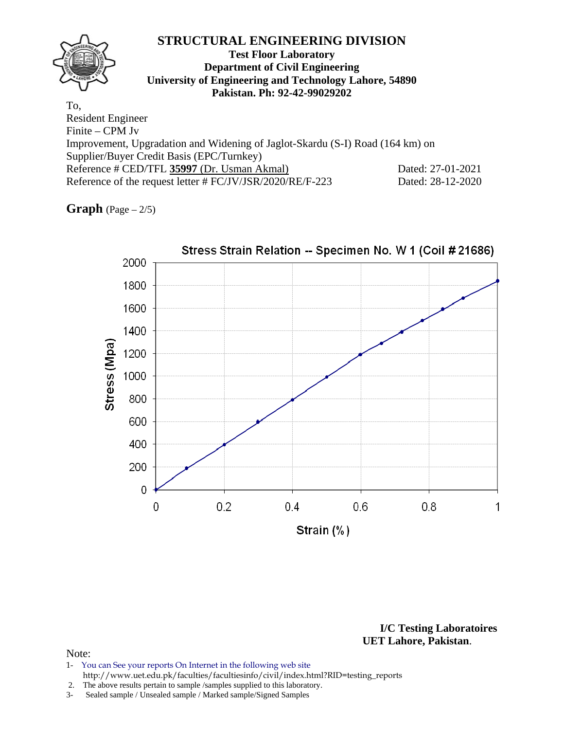# STRUCTURAL ENGINEERING DIVISION

**Test Floor Laboratory**
**Department of Civil Engineering**
**University of Engineering and Technology Lahore, 54890**
**Pakistan. Ph: 92-42-99029202**

To,
Resident Engineer
Finite – CPM Jv
Improvement, Upgradation and Widening of Jaglot-Skardu (S-I) Road (164 km) on Supplier/Buyer Credit Basis (EPC/Turnkey)
Reference # CED/TFL **35997** (Dr. Usman Akmal) Dated: 27-01-2021
Reference of the request letter # FC/JV/JSR/2020/RE/F-223 Dated: 28-12-2020

**Graph** (Page – 2/5)

Stress Strain Relation -- Specimen No. W 1 (Coil # 21686)

Stress (Mpa)

Strain (%)

**I/C Testing Laboratoires**
**UET Lahore, Pakistan**.

Note:

1- You can See your reports On Internet in the following web site
http://www.uet.edu.pk/faculties/facultiesinfo/civil/index.html?RID=testing_reports
2. The above results pertain to sample /samples supplied to this laboratory.
3- Sealed sample / Unsealed sample / Marked sample/Signed Samples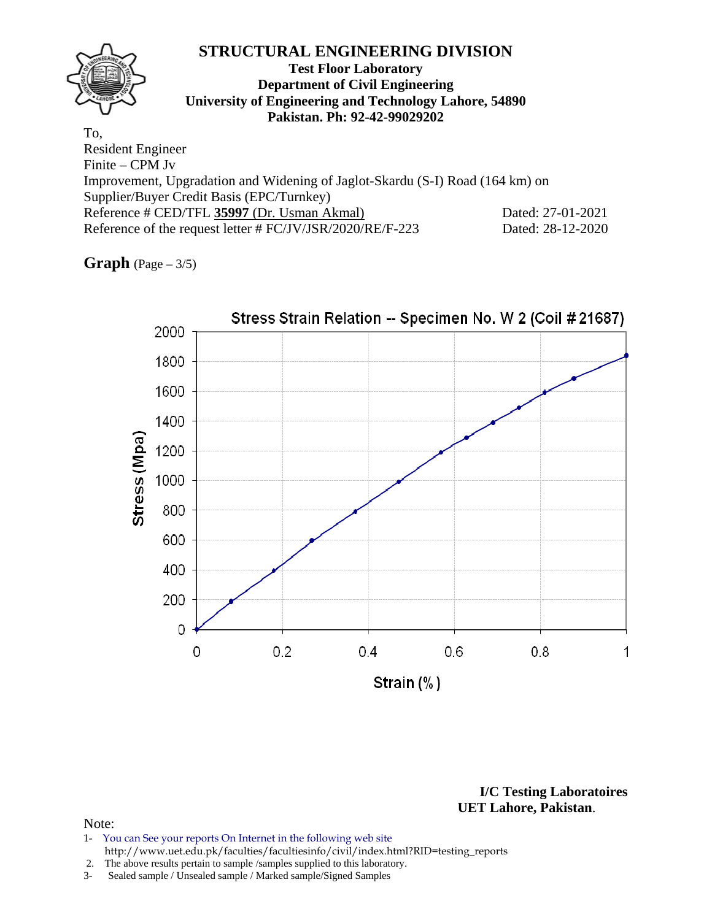# STRUCTURAL ENGINEERING DIVISION

**Test Floor Laboratory**
**Department of Civil Engineering**
**University of Engineering and Technology Lahore, 54890**
**Pakistan. Ph: 92-42-99029202**

To,
Resident Engineer
Finite – CPM Jv
Improvement, Upgradation and Widening of Jaglot-Skardu (S-I) Road (164 km) on
Supplier/Buyer Credit Basis (EPC/Turnkey)
Reference # CED/TFL **35997** (Dr. Usman Akmal) Dated: 27-01-2021
Reference of the request letter # FC/JV/JSR/2020/RE/F-223 Dated: 28-12-2020

**Graph** (Page – 3/5)

Stress Strain Relation -- Specimen No. W 2 (Coil # 21687)

Stress (Mpa)

Strain (%)

**I/C Testing Laboratoires**
**UET Lahore, Pakistan**.

Note:

1- You can See your reports On Internet in the following web site
http://www.uet.edu.pk/faculties/facultiesinfo/civil/index.html?RID=testing_reports
2. The above results pertain to sample /samples supplied to this laboratory.
3- Sealed sample / Unsealed sample / Marked sample/Signed Samples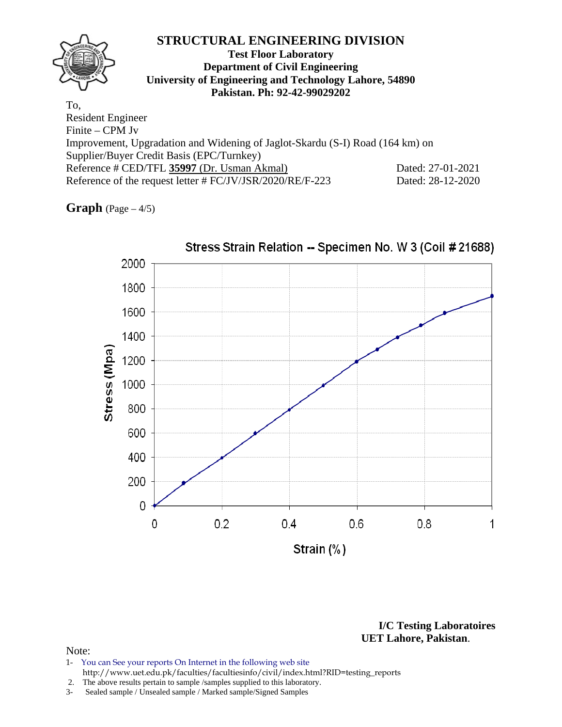# STRUCTURAL ENGINEERING DIVISION

**Test Floor Laboratory**
**Department of Civil Engineering**
**University of Engineering and Technology Lahore, 54890**
**Pakistan. Ph: 92-42-99029202**

To,
Resident Engineer
Finite – CPM Jv
Improvement, Upgradation and Widening of Jaglot-Skardu (S-I) Road (164 km) on Supplier/Buyer Credit Basis (EPC/Turnkey)
Reference # CED/TFL **35997** (Dr. Usman Akmal) Dated: 27-01-2021
Reference of the request letter # FC/JV/JSR/2020/RE/F-223 Dated: 28-12-2020

**Graph** (Page – 4/5)

Stress Strain Relation -- Specimen No. W 3 (Coil # 21688)

Stress (Mpa)

Strain (%)

**I/C Testing Laboratoires**
**UET Lahore, Pakistan**.

Note:
1- You can See your reports On Internet in the following web site
http://www.uet.edu.pk/faculties/facultiesinfo/civil/index.html?RID=testing_reports
2. The above results pertain to sample /samples supplied to this laboratory.
3- Sealed sample / Unsealed sample / Marked sample/Signed Samples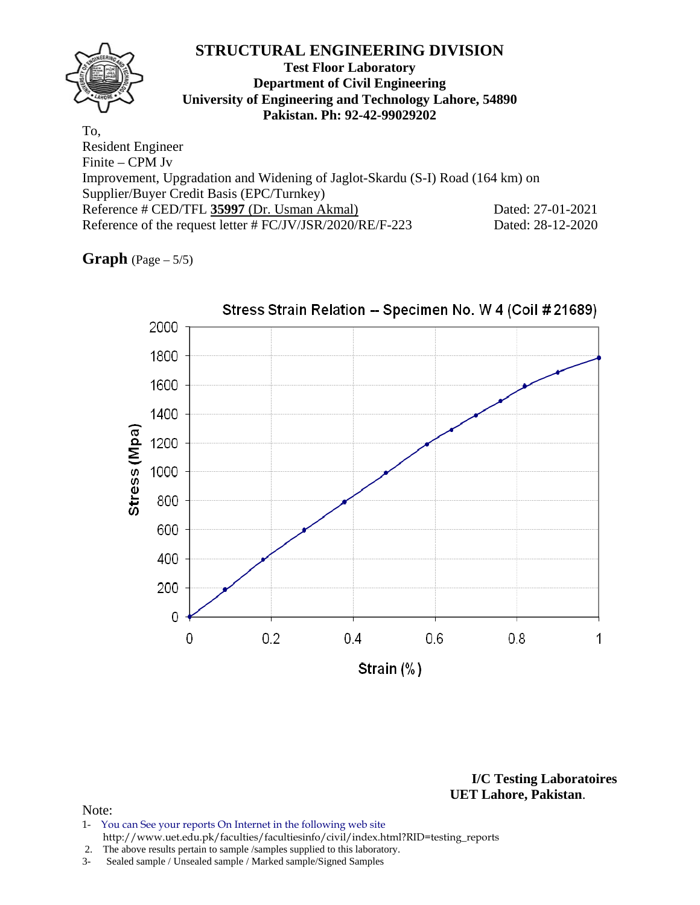# STRUCTURAL ENGINEERING DIVISION

**Test Floor Laboratory**
**Department of Civil Engineering**
**University of Engineering and Technology Lahore, 54890**
**Pakistan. Ph: 92-42-99029202**

To,
Resident Engineer
Finite – CPM Jv
Improvement, Upgradation and Widening of Jaglot-Skardu (S-I) Road (164 km) on
Supplier/Buyer Credit Basis (EPC/Turnkey)
Reference # CED/TFL **35997** (Dr. Usman Akmal) Dated: 27-01-2021
Reference of the request letter # FC/JV/JSR/2020/RE/F-223 Dated: 28-12-2020

**Graph** (Page – 5/5)

Stress Strain Relation -- Specimen No. W 4 (Coil # 21689)

Stress (Mpa) vs. Strain (%)

**I/C Testing Laboratoires**
**UET Lahore, Pakistan**.

Note:
1- You can See your reports On Internet in the following web site
http://www.uet.edu.pk/faculties/facultiesinfo/civil/index.html?RID=testing_reports
2. The above results pertain to sample /samples supplied to this laboratory.
3- Sealed sample / Unsealed sample / Marked sample/Signed Samples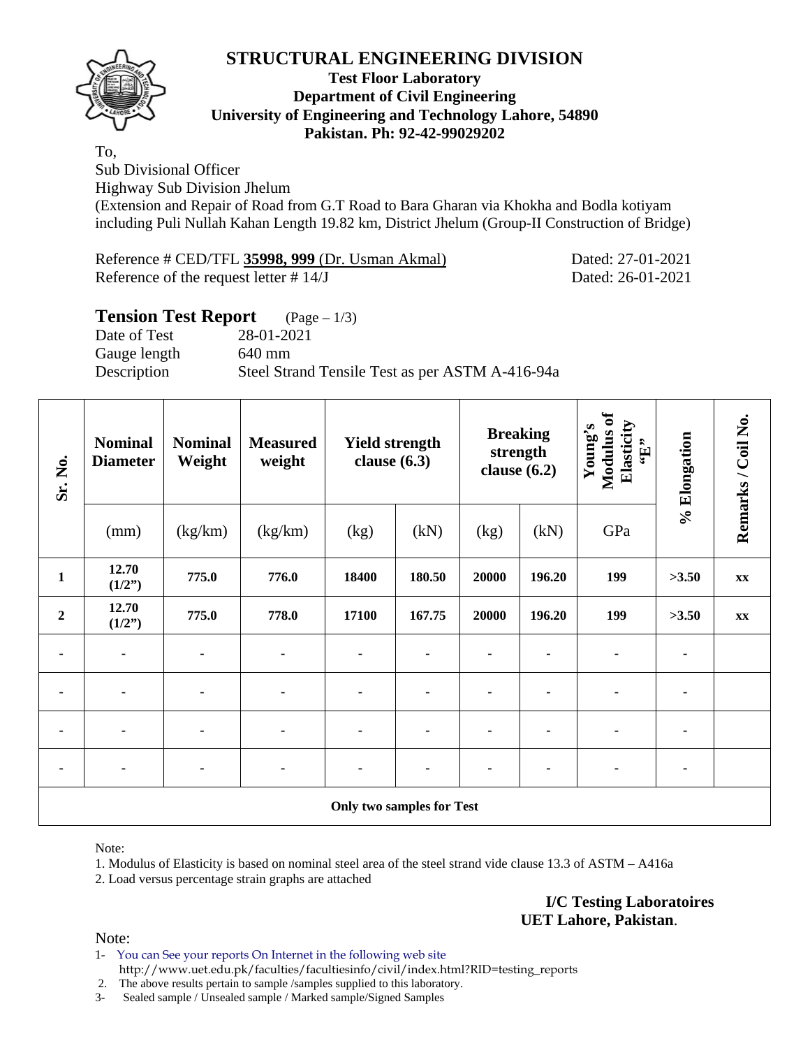# STRUCTURAL ENGINEERING DIVISION

**Test Floor Laboratory**
**Department of Civil Engineering**
**University of Engineering and Technology Lahore, 54890**
**Pakistan. Ph: 92-42-99029202**

To,
Sub Divisional Officer
Highway Sub Division Jhelum
(Extension and Repair of Road from G.T Road to Bara Gharan via Khokha and Bodla kotiyam including Puli Nullah Kahan Length 19.82 km, District Jhelum (Group-II Construction of Bridge)

Reference # CED/TFL **35998, 999** (Dr. Usman Akmal) Dated: 27-01-2021
Reference of the request letter # 14/J Dated: 26-01-2021

## Tension Test Report (Page – 1/3)

Date of Test 28-01-2021
Gauge length 640 mm
Description Steel Strand Tensile Test as per ASTM A-416-94a

| Sr. No. | Nominal Diameter | Nominal Weight | Measured weight | Yield strength clause (6.3) | | Breaking strength clause (6.2) | | Young's Modulus of Elasticity "E" | % Elongation | Remarks / Coil No. |
|---|---|---|---|---|---|---|---|---|---|---|
| | (mm) | (kg/km) | (kg/km) | (kg) | (kN) | (kg) | (kN) | GPa | | |
| **1** | **12.70 (1/2")** | **775.0** | **776.0** | **18400** | **180.50** | **20000** | **196.20** | **199** | **>3.50** | **xx** |
| **2** | **12.70 (1/2")** | **775.0** | **778.0** | **17100** | **167.75** | **20000** | **196.20** | **199** | **>3.50** | **xx** |
| - | - | - | - | - | - | - | - | - | - | |
| - | - | - | - | - | - | - | - | - | - | |
| - | - | - | - | - | - | - | - | - | - | |
| - | - | - | - | - | - | - | - | - | - | |
| **Only two samples for Test** | | | | | | | | | | |

Note:

1. Modulus of Elasticity is based on nominal steel area of the steel strand vide clause 13.3 of ASTM – A416a
2. Load versus percentage strain graphs are attached

**I/C Testing Laboratoires**
**UET Lahore, Pakistan**.

Note:

1- You can See your reports On Internet in the following web site
http://www.uet.edu.pk/faculties/facultiesinfo/civil/index.html?RID=testing_reports
2. The above results pertain to sample /samples supplied to this laboratory.
3- Sealed sample / Unsealed sample / Marked sample/Signed Samples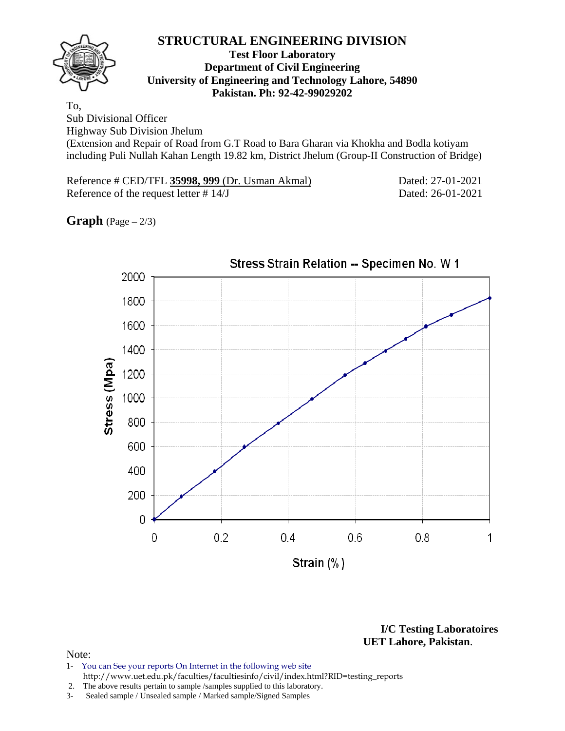# STRUCTURAL ENGINEERING DIVISION

**Test Floor Laboratory**
**Department of Civil Engineering**
**University of Engineering and Technology Lahore, 54890**
**Pakistan. Ph: 92-42-99029202**

To,
Sub Divisional Officer
Highway Sub Division Jhelum
(Extension and Repair of Road from G.T Road to Bara Gharan via Khokha and Bodla kotiyam including Puli Nullah Kahan Length 19.82 km, District Jhelum (Group-II Construction of Bridge)

Reference # CED/TFL **35998, 999** (Dr. Usman Akmal) Dated: 27-01-2021
Reference of the request letter # 14/J Dated: 26-01-2021

**Graph** (Page – 2/3)

Stress Strain Relation -- Specimen No. W 1

Stress (Mpa): 0, 200, 400, 600, 800, 1000, 1200, 1400, 1600, 1800, 2000

Strain (%): 0, 0.2, 0.4, 0.6, 0.8, 1

**I/C Testing Laboratoires**
**UET Lahore, Pakistan**.

Note:
1- You can See your reports On Internet in the following web site
http://www.uet.edu.pk/faculties/facultiesinfo/civil/index.html?RID=testing_reports
2. The above results pertain to sample /samples supplied to this laboratory.
3- Sealed sample / Unsealed sample / Marked sample/Signed Samples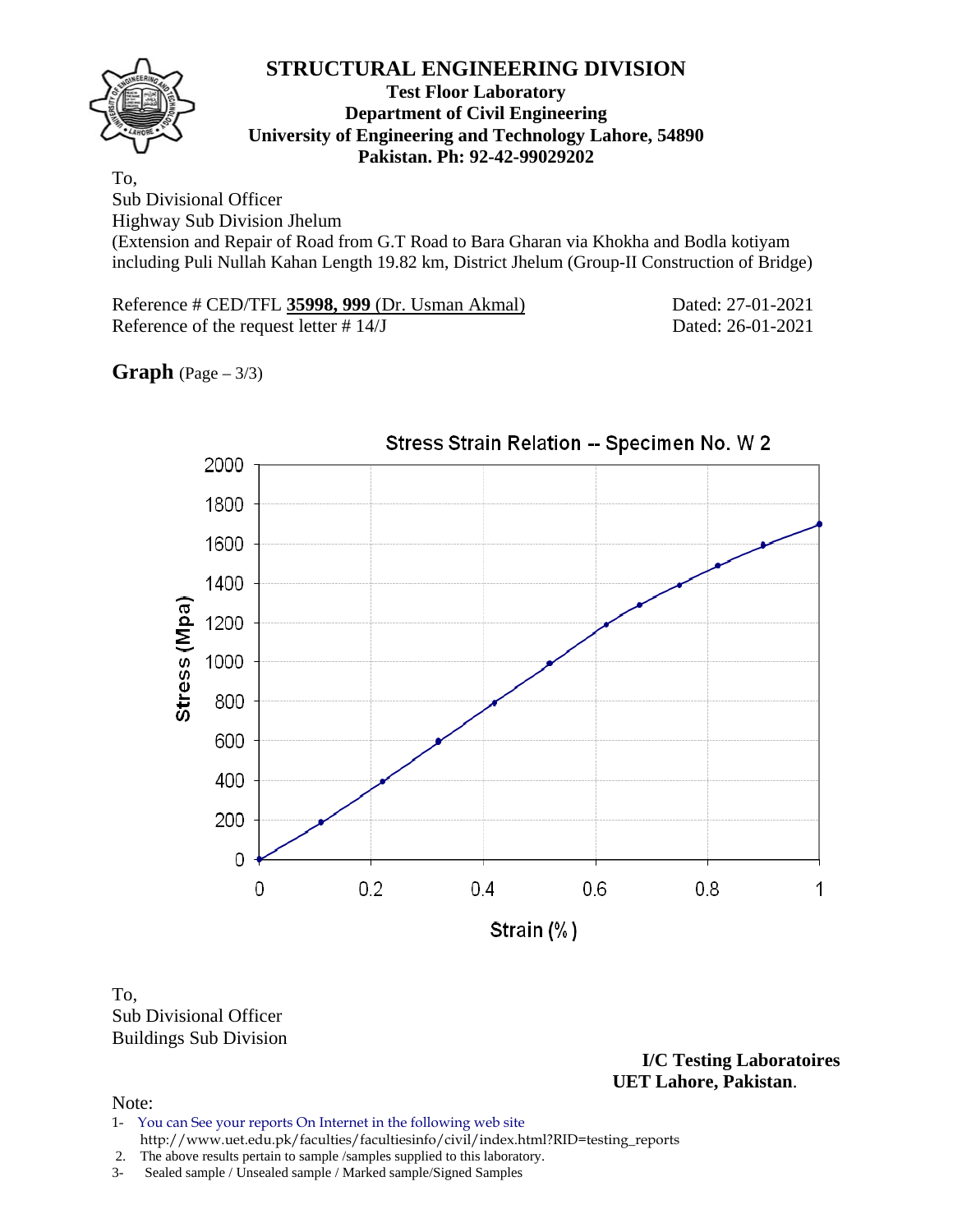# STRUCTURAL ENGINEERING DIVISION

**Test Floor Laboratory**
**Department of Civil Engineering**
**University of Engineering and Technology Lahore, 54890**
**Pakistan. Ph: 92-42-99029202**

To,
Sub Divisional Officer
Highway Sub Division Jhelum
(Extension and Repair of Road from G.T Road to Bara Gharan via Khokha and Bodla kotiyam including Puli Nullah Kahan Length 19.82 km, District Jhelum (Group-II Construction of Bridge)

Reference # CED/TFL **35998, 999** (Dr. Usman Akmal) Dated: 27-01-2021
Reference of the request letter # 14/J Dated: 26-01-2021

**Graph** (Page – 3/3)

Stress Strain Relation -- Specimen No. W 2

Stress (Mpa)

Strain (%)

To,
Sub Divisional Officer
Buildings Sub Division

**I/C Testing Laboratoires**
**UET Lahore, Pakistan**.

Note:

1- You can See your reports On Internet in the following web site
http://www.uet.edu.pk/faculties/facultiesinfo/civil/index.html?RID=testing_reports
2. The above results pertain to sample /samples supplied to this laboratory.
3- Sealed sample / Unsealed sample / Marked sample/Signed Samples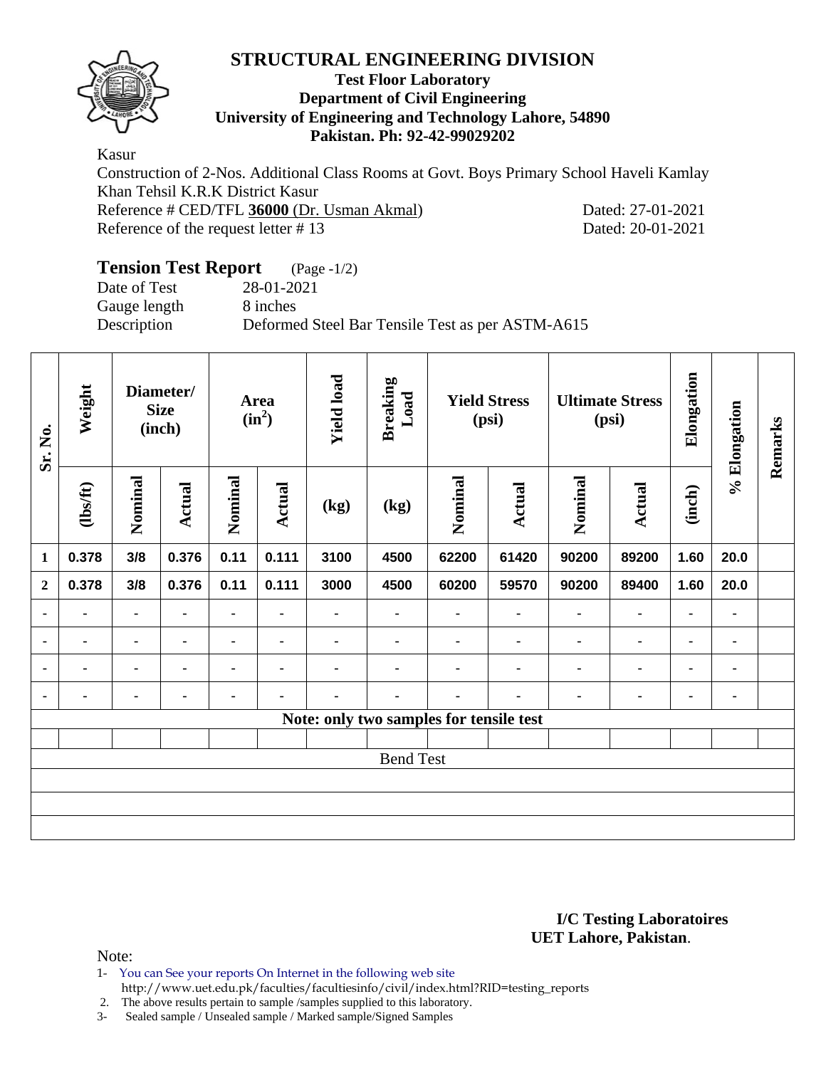# STRUCTURAL ENGINEERING DIVISION

**Test Floor Laboratory**
**Department of Civil Engineering**
**University of Engineering and Technology Lahore, 54890**
**Pakistan. Ph: 92-42-99029202**

Kasur

Construction of 2-Nos. Additional Class Rooms at Govt. Boys Primary School Haveli Kamlay Khan Tehsil K.R.K District Kasur

Reference # CED/TFL **36000** (Dr. Usman Akmal) Dated: 27-01-2021

Reference of the request letter # 13 Dated: 20-01-2021

## Tension Test Report (Page -1/2)

Date of Test 28-01-2021

Gauge length 8 inches

Description Deformed Steel Bar Tensile Test as per ASTM-A615

| Sr. No. | Weight | Diameter/ Size (inch) | | Area ($in^2$) | | Yield load | Breaking Load | Yield Stress (psi) | | Ultimate Stress (psi) | | Elongation | % Elongation | Remarks |
|---|---|---|---|---|---|---|---|---|---|---|---|---|---|---|
| | (lbs/ft) | Nominal | Actual | Nominal | Actual | (kg) | (kg) | Nominal | Actual | Nominal | Actual | (inch) | | |
| 1 | 0.378 | 3/8 | 0.376 | 0.11 | 0.111 | 3100 | 4500 | 62200 | 61420 | 90200 | 89200 | 1.60 | 20.0 | |
| 2 | 0.378 | 3/8 | 0.376 | 0.11 | 0.111 | 3000 | 4500 | 60200 | 59570 | 90200 | 89400 | 1.60 | 20.0 | |
| - | - | - | - | - | - | - | - | - | - | - | - | - | - | |
| - | - | - | - | - | - | - | - | - | - | - | - | - | - | |
| - | - | - | - | - | - | - | - | - | - | - | - | - | - | |
| - | - | - | - | - | - | - | - | - | - | - | - | - | - | |
| Note: only two samples for tensile test | | | | | | | | | | | | | | |
| | | | | | | | | | | | | | | |
| Bend Test | | | | | | | | | | | | | | |

**I/C Testing Laboratoires**
**UET Lahore, Pakistan**.

Note:

1- You can See your reports On Internet in the following web site
http://www.uet.edu.pk/faculties/facultiesinfo/civil/index.html?RID=testing_reports

2. The above results pertain to sample /samples supplied to this laboratory.

3- Sealed sample / Unsealed sample / Marked sample/Signed Samples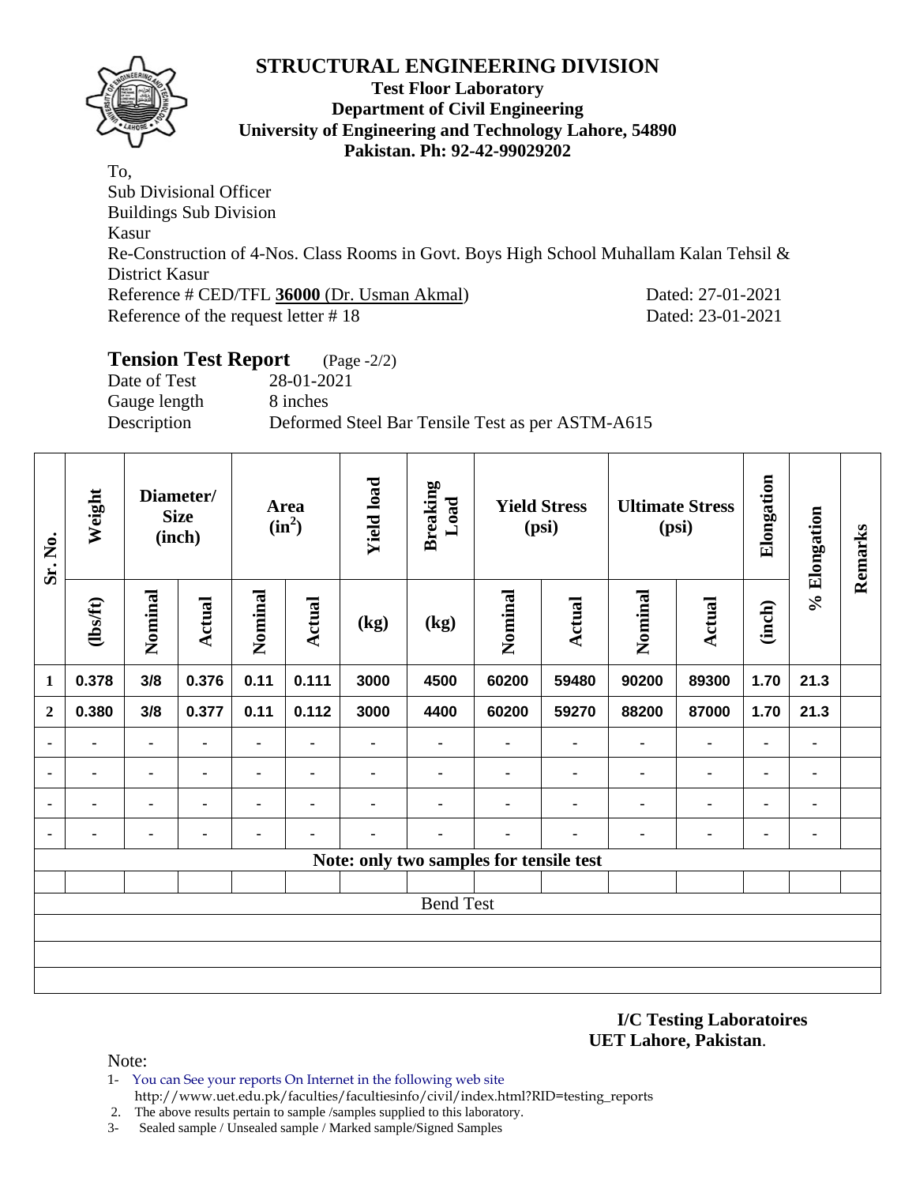# STRUCTURAL ENGINEERING DIVISION

**Test Floor Laboratory**
**Department of Civil Engineering**
**University of Engineering and Technology Lahore, 54890**
**Pakistan. Ph: 92-42-99029202**

To,
Sub Divisional Officer
Buildings Sub Division
Kasur
Re-Construction of 4-Nos. Class Rooms in Govt. Boys High School Muhallam Kalan Tehsil & District Kasur
Reference # CED/TFL **36000** (Dr. Usman Akmal) Dated: 27-01-2021
Reference of the request letter # 18 Dated: 23-01-2021

## Tension Test Report (Page -2/2)

Date of Test 28-01-2021
Gauge length 8 inches
Description Deformed Steel Bar Tensile Test as per ASTM-A615

| Sr. No. | Weight | Diameter/ Size (inch) | | Area ($in^2$) | | Yield load | Breaking Load | Yield Stress (psi) | | Ultimate Stress (psi) | | Elongation | % Elongation | Remarks |
|---|---|---|---|---|---|---|---|---|---|---|---|---|---|---|
| | (lbs/ft) | Nominal | Actual | Nominal | Actual | (kg) | (kg) | Nominal | Actual | Nominal | Actual | (inch) | | |
| 1 | 0.378 | 3/8 | 0.376 | 0.11 | 0.111 | 3000 | 4500 | 60200 | 59480 | 90200 | 89300 | 1.70 | 21.3 | |
| 2 | 0.380 | 3/8 | 0.377 | 0.11 | 0.112 | 3000 | 4400 | 60200 | 59270 | 88200 | 87000 | 1.70 | 21.3 | |
| - | - | - | - | - | - | - | - | - | - | - | - | - | - | |
| - | - | - | - | - | - | - | - | - | - | - | - | - | - | |
| - | - | - | - | - | - | - | - | - | - | - | - | - | - | |
| - | - | - | - | - | - | - | - | - | - | - | - | - | - | |
| **Note: only two samples for tensile test** | | | | | | | | | | | | | | |
| Bend Test | | | | | | | | | | | | | | |

**I/C Testing Laboratoires**
**UET Lahore, Pakistan**.

Note:

1- You can See your reports On Internet in the following web site http://www.uet.edu.pk/faculties/facultiesinfo/civil/index.html?RID=testing_reports
2. The above results pertain to sample /samples supplied to this laboratory.
3- Sealed sample / Unsealed sample / Marked sample/Signed Samples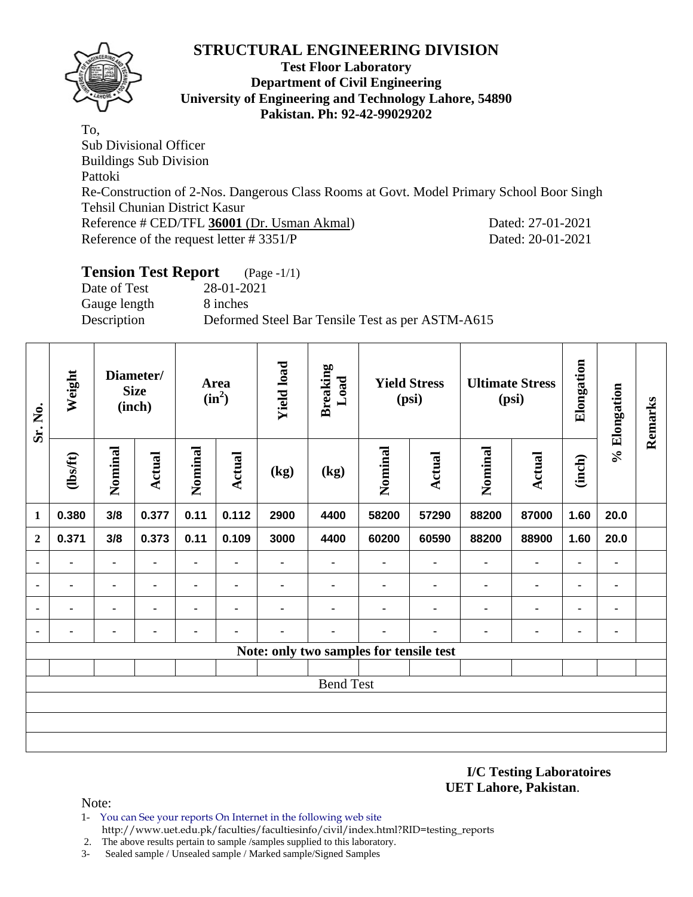# STRUCTURAL ENGINEERING DIVISION

**Test Floor Laboratory**
**Department of Civil Engineering**
**University of Engineering and Technology Lahore, 54890**
**Pakistan. Ph: 92-42-99029202**

To,
Sub Divisional Officer
Buildings Sub Division
Pattoki
Re-Construction of 2-Nos. Dangerous Class Rooms at Govt. Model Primary School Boor Singh Tehsil Chunian District Kasur
Reference # CED/TFL **36001** (Dr. Usman Akmal) Dated: 27-01-2021
Reference of the request letter # 3351/P Dated: 20-01-2021

## Tension Test Report (Page -1/1)

Date of Test 28-01-2021
Gauge length 8 inches
Description Deformed Steel Bar Tensile Test as per ASTM-A615

| Sr. No. | Weight | Diameter/ Size (inch) | | Area ($in^2$) | | Yield load | Breaking Load | Yield Stress (psi) | | Ultimate Stress (psi) | | Elongation | % Elongation | Remarks |
|---|---|---|---|---|---|---|---|---|---|---|---|---|---|---|
| | (lbs/ft) | Nominal | Actual | Nominal | Actual | (kg) | (kg) | Nominal | Actual | Nominal | Actual | (inch) | | |
| 1 | 0.380 | 3/8 | 0.377 | 0.11 | 0.112 | 2900 | 4400 | 58200 | 57290 | 88200 | 87000 | 1.60 | 20.0 | |
| 2 | 0.371 | 3/8 | 0.373 | 0.11 | 0.109 | 3000 | 4400 | 60200 | 60590 | 88200 | 88900 | 1.60 | 20.0 | |
| - | - | - | - | - | - | - | - | - | - | - | - | - | - | |
| - | - | - | - | - | - | - | - | - | - | - | - | - | - | |
| - | - | - | - | - | - | - | - | - | - | - | - | - | - | |
| - | - | - | - | - | - | - | - | - | - | - | - | - | - | |
| Note: only two samples for tensile test | | | | | | | | | | | | | | |
| | | | | | | | | | | | | | | |
| Bend Test | | | | | | | | | | | | | | |

**I/C Testing Laboratoires**
**UET Lahore, Pakistan**.

Note:
1- You can See your reports On Internet in the following web site
http://www.uet.edu.pk/faculties/facultiesinfo/civil/index.html?RID=testing_reports
2. The above results pertain to sample /samples supplied to this laboratory.
3- Sealed sample / Unsealed sample / Marked sample/Signed Samples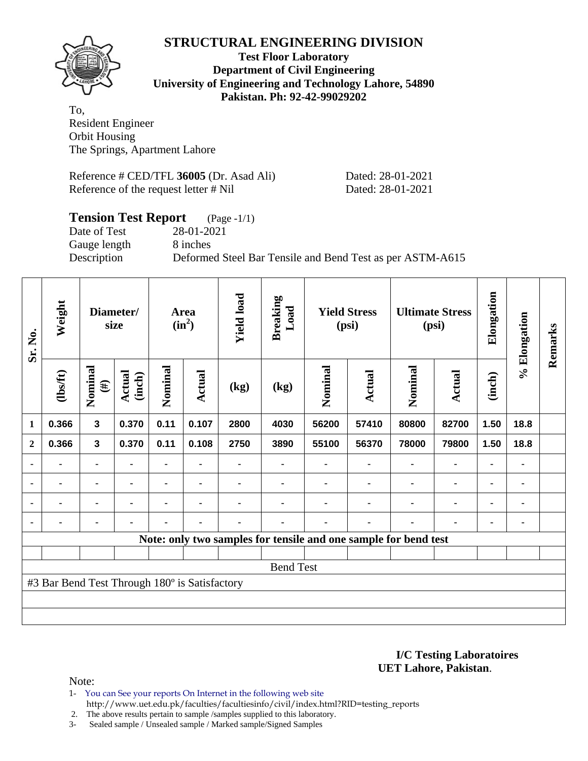# STRUCTURAL ENGINEERING DIVISION

**Test Floor Laboratory**
**Department of Civil Engineering**
**University of Engineering and Technology Lahore, 54890**
**Pakistan. Ph: 92-42-99029202**

To,
Resident Engineer
Orbit Housing
The Springs, Apartment Lahore

Reference # CED/TFL **36005** (Dr. Asad Ali) Dated: 28-01-2021
Reference of the request letter # Nil Dated: 28-01-2021

## Tension Test Report (Page -1/1)

Date of Test 28-01-2021
Gauge length 8 inches
Description Deformed Steel Bar Tensile and Bend Test as per ASTM-A615

| Sr. No. | Weight | Diameter/ size | | Area ($in^2$) | | Yield load | Breaking Load | Yield Stress (psi) | | Ultimate Stress (psi) | | Elongation | % Elongation | Remarks |
|---|---|---|---|---|---|---|---|---|---|---|---|---|---|---|
| | (lbs/ft) | Nominal (#) | Actual (inch) | Nominal | Actual | (kg) | (kg) | Nominal | Actual | Nominal | Actual | (inch) | | |
| 1 | 0.366 | 3 | 0.370 | 0.11 | 0.107 | 2800 | 4030 | 56200 | 57410 | 80800 | 82700 | 1.50 | 18.8 | |
| 2 | 0.366 | 3 | 0.370 | 0.11 | 0.108 | 2750 | 3890 | 55100 | 56370 | 78000 | 79800 | 1.50 | 18.8 | |
| - | - | - | - | - | - | - | - | - | - | - | - | - | - | |
| - | - | - | - | - | - | - | - | - | - | - | - | - | - | |
| - | - | - | - | - | - | - | - | - | - | - | - | - | - | |
| - | - | - | - | - | - | - | - | - | - | - | - | - | - | |
| Note: only two samples for tensile and one sample for bend test | | | | | | | | | | | | | | |
| | | | | | | | | | | | | | | |
| Bend Test | | | | | | | | | | | | | | |
| #3 Bar Bend Test Through 180º is Satisfactory | | | | | | | | | | | | | | |

**I/C Testing Laboratoires**
**UET Lahore, Pakistan**.

Note:
1- You can See your reports On Internet in the following web site http://www.uet.edu.pk/faculties/facultiesinfo/civil/index.html?RID=testing_reports
2. The above results pertain to sample /samples supplied to this laboratory.
3- Sealed sample / Unsealed sample / Marked sample/Signed Samples